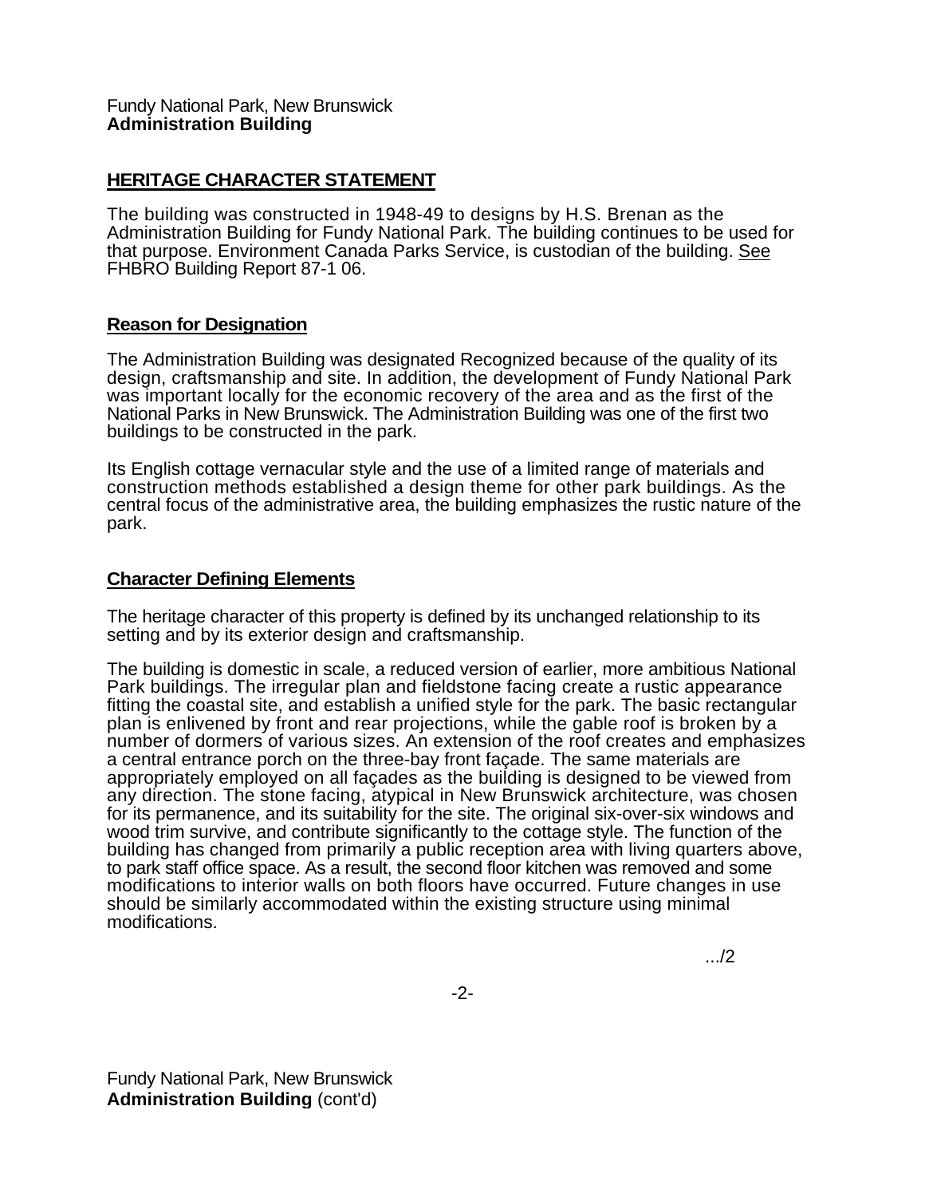Fundy National Park, New Brunswick
**Administration Building**

## HERITAGE CHARACTER STATEMENT

The building was constructed in 1948-49 to designs by H.S. Brenan as the Administration Building for Fundy National Park. The building continues to be used for that purpose. Environment Canada Parks Service, is custodian of the building. See FHBRO Building Report 87-1 06.

### Reason for Designation

The Administration Building was designated Recognized because of the quality of its design, craftsmanship and site. In addition, the development of Fundy National Park was important locally for the economic recovery of the area and as the first of the National Parks in New Brunswick. The Administration Building was one of the first two buildings to be constructed in the park.

Its English cottage vernacular style and the use of a limited range of materials and construction methods established a design theme for other park buildings. As the central focus of the administrative area, the building emphasizes the rustic nature of the park.

### Character Defining Elements

The heritage character of this property is defined by its unchanged relationship to its setting and by its exterior design and craftsmanship.

The building is domestic in scale, a reduced version of earlier, more ambitious National Park buildings. The irregular plan and fieldstone facing create a rustic appearance fitting the coastal site, and establish a unified style for the park. The basic rectangular plan is enlivened by front and rear projections, while the gable roof is broken by a number of dormers of various sizes. An extension of the roof creates and emphasizes a central entrance porch on the three-bay front façade. The same materials are appropriately employed on all façades as the building is designed to be viewed from any direction. The stone facing, atypical in New Brunswick architecture, was chosen for its permanence, and its suitability for the site. The original six-over-six windows and wood trim survive, and contribute significantly to the cottage style. The function of the building has changed from primarily a public reception area with living quarters above, to park staff office space. As a result, the second floor kitchen was removed and some modifications to interior walls on both floors have occurred. Future changes in use should be similarly accommodated within the existing structure using minimal modifications.

.../2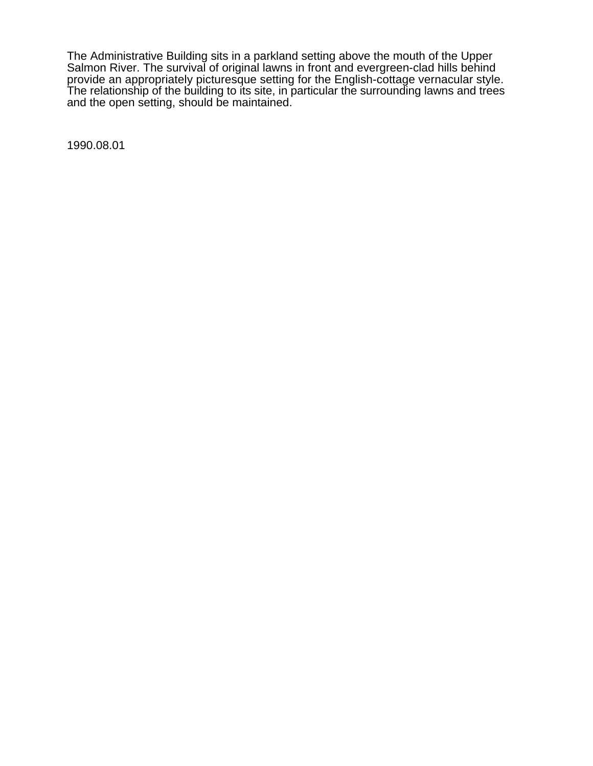The Administrative Building sits in a parkland setting above the mouth of the Upper Salmon River. The survival of original lawns in front and evergreen-clad hills behind provide an appropriately picturesque setting for the English-cottage vernacular style. The relationship of the building to its site, in particular the surrounding lawns and trees and the open setting, should be maintained.

1990.08.01